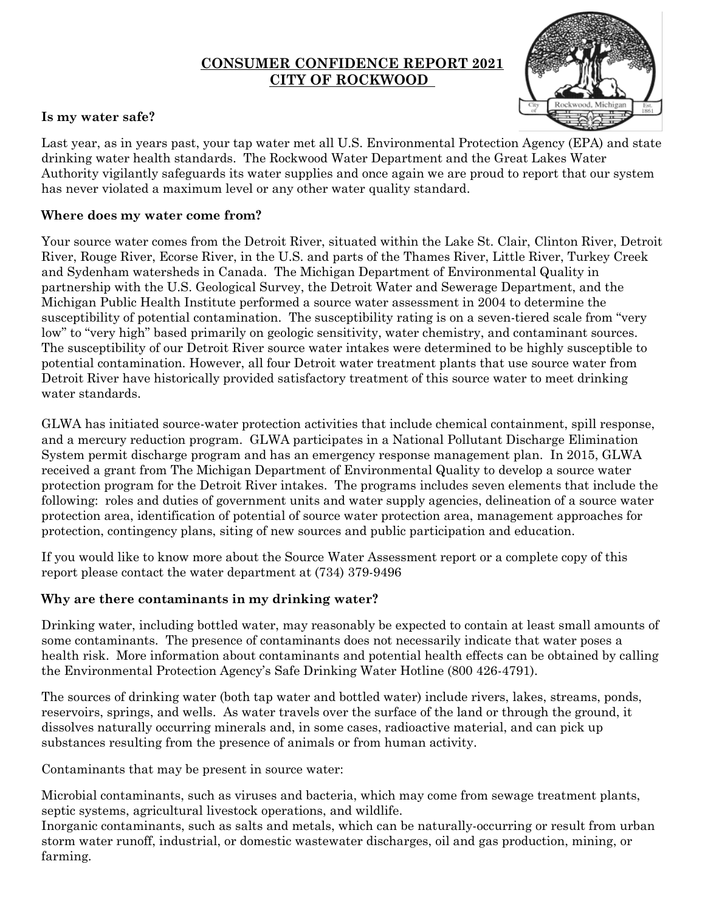# CONSUMER CONFIDENCE REPORT 2021
# CITY OF ROCKWOOD

**Is my water safe?**

Last year, as in years past, your tap water met all U.S. Environmental Protection Agency (EPA) and state drinking water health standards. The Rockwood Water Department and the Great Lakes Water Authority vigilantly safeguards its water supplies and once again we are proud to report that our system has never violated a maximum level or any other water quality standard.

**Where does my water come from?**

Your source water comes from the Detroit River, situated within the Lake St. Clair, Clinton River, Detroit River, Rouge River, Ecorse River, in the U.S. and parts of the Thames River, Little River, Turkey Creek and Sydenham watersheds in Canada. The Michigan Department of Environmental Quality in partnership with the U.S. Geological Survey, the Detroit Water and Sewerage Department, and the Michigan Public Health Institute performed a source water assessment in 2004 to determine the susceptibility of potential contamination. The susceptibility rating is on a seven-tiered scale from "very low" to "very high" based primarily on geologic sensitivity, water chemistry, and contaminant sources. The susceptibility of our Detroit River source water intakes were determined to be highly susceptible to potential contamination. However, all four Detroit water treatment plants that use source water from Detroit River have historically provided satisfactory treatment of this source water to meet drinking water standards.

GLWA has initiated source-water protection activities that include chemical containment, spill response, and a mercury reduction program. GLWA participates in a National Pollutant Discharge Elimination System permit discharge program and has an emergency response management plan. In 2015, GLWA received a grant from The Michigan Department of Environmental Quality to develop a source water protection program for the Detroit River intakes. The programs includes seven elements that include the following: roles and duties of government units and water supply agencies, delineation of a source water protection area, identification of potential of source water protection area, management approaches for protection, contingency plans, siting of new sources and public participation and education.

If you would like to know more about the Source Water Assessment report or a complete copy of this report please contact the water department at (734) 379-9496

**Why are there contaminants in my drinking water?**

Drinking water, including bottled water, may reasonably be expected to contain at least small amounts of some contaminants. The presence of contaminants does not necessarily indicate that water poses a health risk. More information about contaminants and potential health effects can be obtained by calling the Environmental Protection Agency's Safe Drinking Water Hotline (800 426-4791).

The sources of drinking water (both tap water and bottled water) include rivers, lakes, streams, ponds, reservoirs, springs, and wells. As water travels over the surface of the land or through the ground, it dissolves naturally occurring minerals and, in some cases, radioactive material, and can pick up substances resulting from the presence of animals or from human activity.

Contaminants that may be present in source water:

Microbial contaminants, such as viruses and bacteria, which may come from sewage treatment plants, septic systems, agricultural livestock operations, and wildlife.
Inorganic contaminants, such as salts and metals, which can be naturally-occurring or result from urban storm water runoff, industrial, or domestic wastewater discharges, oil and gas production, mining, or farming.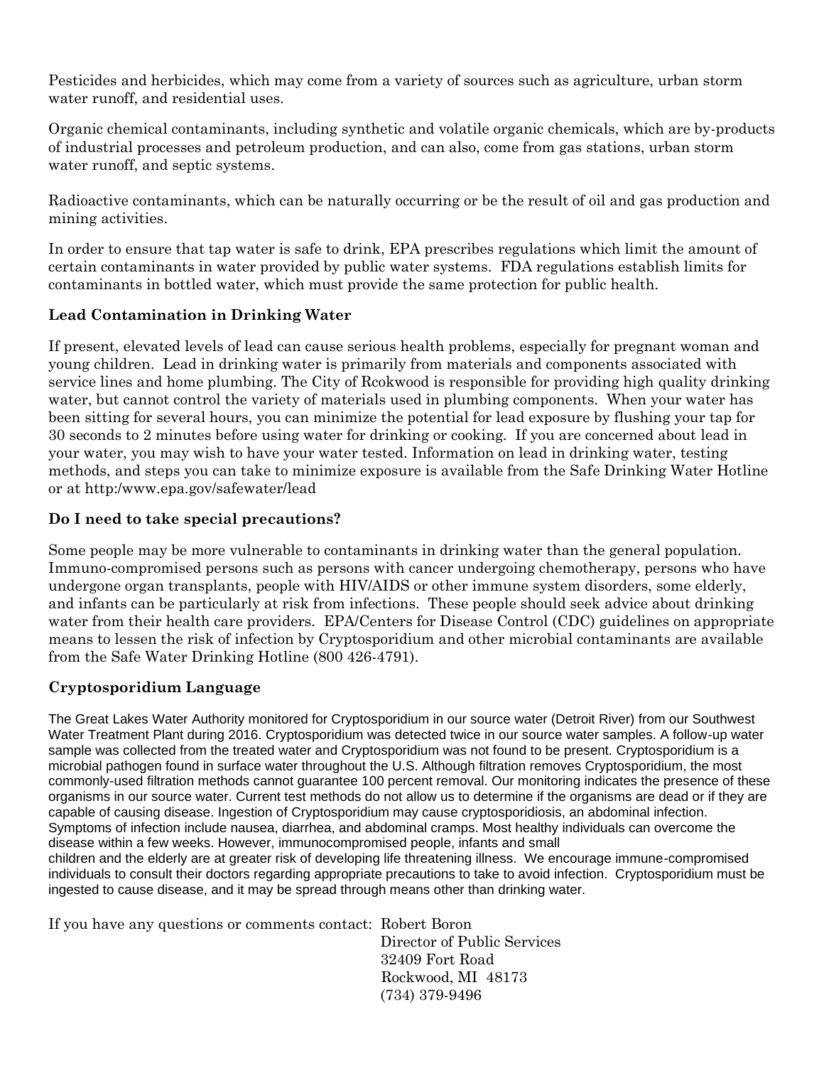Pesticides and herbicides, which may come from a variety of sources such as agriculture, urban storm water runoff, and residential uses.

Organic chemical contaminants, including synthetic and volatile organic chemicals, which are by-products of industrial processes and petroleum production, and can also, come from gas stations, urban storm water runoff, and septic systems.

Radioactive contaminants, which can be naturally occurring or be the result of oil and gas production and mining activities.

In order to ensure that tap water is safe to drink, EPA prescribes regulations which limit the amount of certain contaminants in water provided by public water systems. FDA regulations establish limits for contaminants in bottled water, which must provide the same protection for public health.

### Lead Contamination in Drinking Water

If present, elevated levels of lead can cause serious health problems, especially for pregnant woman and young children. Lead in drinking water is primarily from materials and components associated with service lines and home plumbing. The City of Rcokwood is responsible for providing high quality drinking water, but cannot control the variety of materials used in plumbing components. When your water has been sitting for several hours, you can minimize the potential for lead exposure by flushing your tap for 30 seconds to 2 minutes before using water for drinking or cooking. If you are concerned about lead in your water, you may wish to have your water tested. Information on lead in drinking water, testing methods, and steps you can take to minimize exposure is available from the Safe Drinking Water Hotline or at http:/www.epa.gov/safewater/lead

### Do I need to take special precautions?

Some people may be more vulnerable to contaminants in drinking water than the general population. Immuno-compromised persons such as persons with cancer undergoing chemotherapy, persons who have undergone organ transplants, people with HIV/AIDS or other immune system disorders, some elderly, and infants can be particularly at risk from infections. These people should seek advice about drinking water from their health care providers. EPA/Centers for Disease Control (CDC) guidelines on appropriate means to lessen the risk of infection by Cryptosporidium and other microbial contaminants are available from the Safe Water Drinking Hotline (800 426-4791).

### Cryptosporidium Language

The Great Lakes Water Authority monitored for Cryptosporidium in our source water (Detroit River) from our Southwest Water Treatment Plant during 2016. Cryptosporidium was detected twice in our source water samples. A follow-up water sample was collected from the treated water and Cryptosporidium was not found to be present. Cryptosporidium is a microbial pathogen found in surface water throughout the U.S. Although filtration removes Cryptosporidium, the most commonly-used filtration methods cannot guarantee 100 percent removal. Our monitoring indicates the presence of these organisms in our source water. Current test methods do not allow us to determine if the organisms are dead or if they are capable of causing disease. Ingestion of Cryptosporidium may cause cryptosporidiosis, an abdominal infection. Symptoms of infection include nausea, diarrhea, and abdominal cramps. Most healthy individuals can overcome the disease within a few weeks. However, immunocompromised people, infants and small children and the elderly are at greater risk of developing life threatening illness. We encourage immune-compromised individuals to consult their doctors regarding appropriate precautions to take to avoid infection. Cryptosporidium must be ingested to cause disease, and it may be spread through means other than drinking water.

If you have any questions or comments contact: Robert Boron
Director of Public Services
32409 Fort Road
Rockwood, MI 48173
(734) 379-9496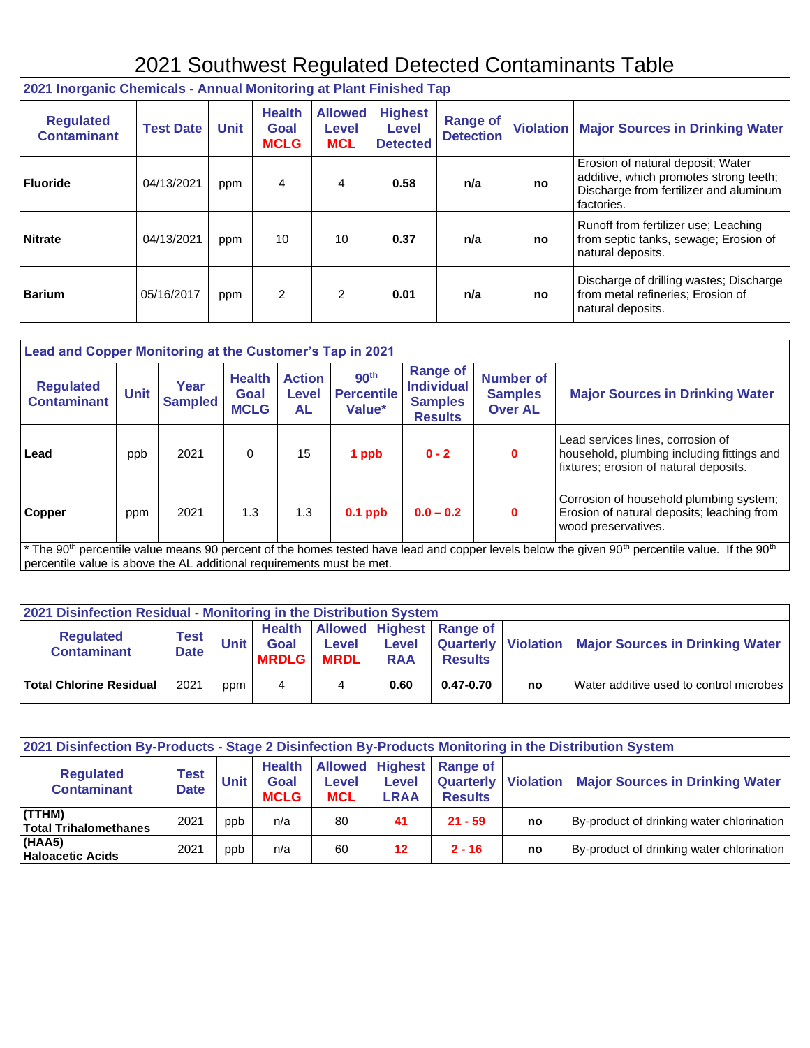# 2021 Southwest Regulated Detected Contaminants Table

| 2021 Inorganic Chemicals - Annual Monitoring at Plant Finished Tap | | | | | | | | |
|---|---|---|---|---|---|---|---|---|
| **Regulated Contaminant** | **Test Date** | **Unit** | **Health Goal MCLG** | **Allowed Level MCL** | **Highest Level Detected** | **Range of Detection** | **Violation** | **Major Sources in Drinking Water** |
| **Fluoride** | 04/13/2021 | ppm | 4 | 4 | **0.58** | **n/a** | **no** | Erosion of natural deposit; Water additive, which promotes strong teeth; Discharge from fertilizer and aluminum factories. |
| **Nitrate** | 04/13/2021 | ppm | 10 | 10 | **0.37** | **n/a** | **no** | Runoff from fertilizer use; Leaching from septic tanks, sewage; Erosion of natural deposits. |
| **Barium** | 05/16/2017 | ppm | 2 | 2 | **0.01** | **n/a** | **no** | Discharge of drilling wastes; Discharge from metal refineries; Erosion of natural deposits. |

| Lead and Copper Monitoring at the Customer's Tap in 2021 | | | | | | | | |
|---|---|---|---|---|---|---|---|---|
| **Regulated Contaminant** | **Unit** | **Year Sampled** | **Health Goal MCLG** | **Action Level AL** | **90th Percentile Value*** | **Range of Individual Samples Results** | **Number of Samples Over AL** | **Major Sources in Drinking Water** |
| **Lead** | ppb | 2021 | 0 | 15 | **1 ppb** | **0 - 2** | **0** | Lead services lines, corrosion of household, plumbing including fittings and fixtures; erosion of natural deposits. |
| **Copper** | ppm | 2021 | 1.3 | 1.3 | **0.1 ppb** | **0.0 – 0.2** | **0** | Corrosion of household plumbing system; Erosion of natural deposits; leaching from wood preservatives. |

* The 90th percentile value means 90 percent of the homes tested have lead and copper levels below the given 90th percentile value. If the 90th percentile value is above the AL additional requirements must be met.

| 2021 Disinfection Residual - Monitoring in the Distribution System | | | | | | | | |
|---|---|---|---|---|---|---|---|---|
| **Regulated Contaminant** | **Test Date** | **Unit** | **Health Goal MRDLG** | **Allowed Level MRDL** | **Highest Level RAA** | **Range of Quarterly Results** | **Violation** | **Major Sources in Drinking Water** |
| **Total Chlorine Residual** | 2021 | ppm | 4 | 4 | **0.60** | **0.47-0.70** | **no** | Water additive used to control microbes |

| 2021 Disinfection By-Products - Stage 2 Disinfection By-Products Monitoring in the Distribution System | | | | | | | | |
|---|---|---|---|---|---|---|---|---|
| **Regulated Contaminant** | **Test Date** | **Unit** | **Health Goal MCLG** | **Allowed Level MCL** | **Highest Level LRAA** | **Range of Quarterly Results** | **Violation** | **Major Sources in Drinking Water** |
| **(TTHM) Total Trihalomethanes** | 2021 | ppb | n/a | 80 | **41** | **21 - 59** | **no** | By-product of drinking water chlorination |
| **(HAA5) Haloacetic Acids** | 2021 | ppb | n/a | 60 | **12** | **2 - 16** | **no** | By-product of drinking water chlorination |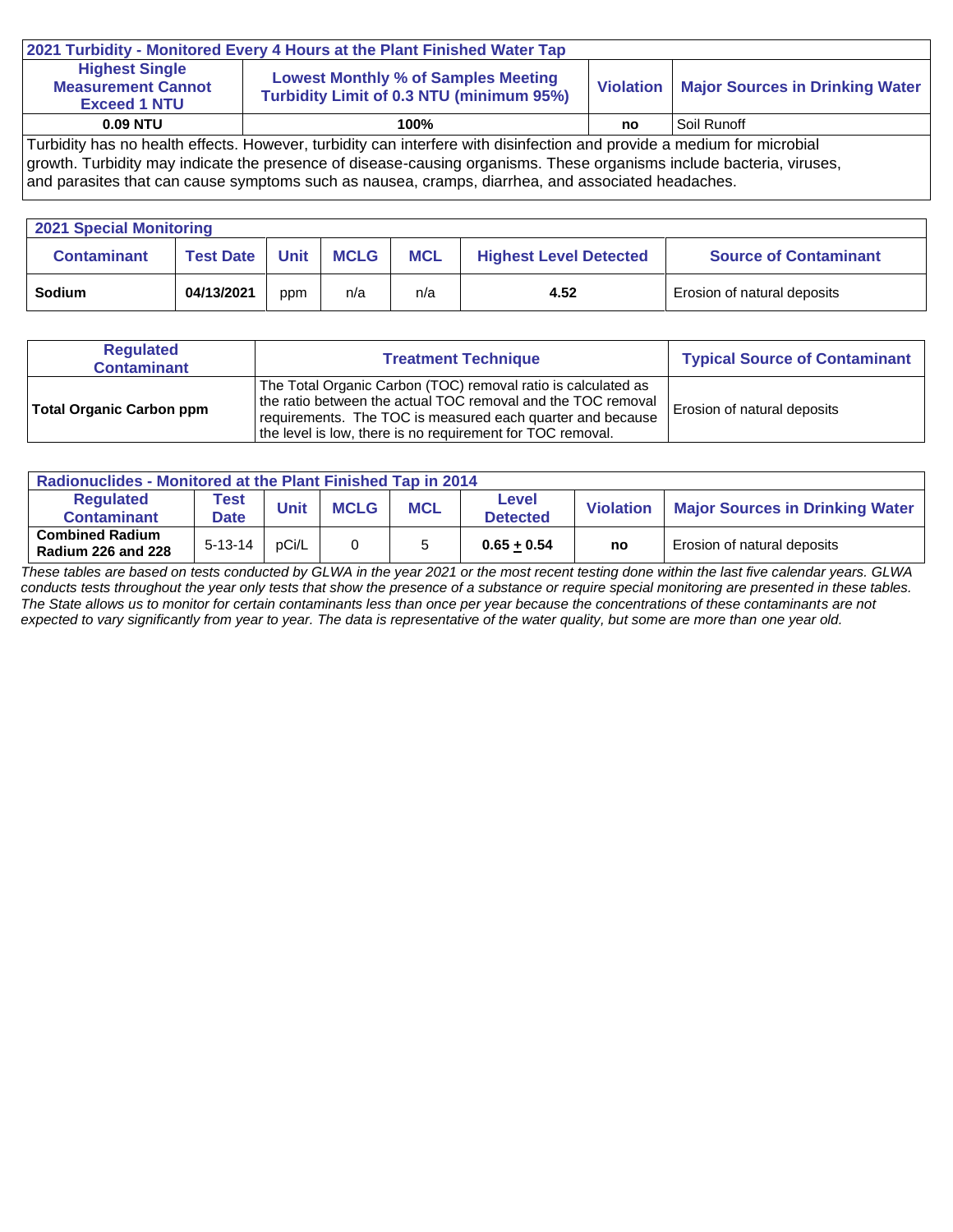| 2021 Turbidity - Monitored Every 4 Hours at the Plant Finished Water Tap | | | |
|---|---|---|---|
| **Highest Single Measurement Cannot Exceed 1 NTU** | **Lowest Monthly % of Samples Meeting Turbidity Limit of 0.3 NTU (minimum 95%)** | **Violation** | **Major Sources in Drinking Water** |
| **0.09 NTU** | **100%** | **no** | Soil Runoff |

Turbidity has no health effects. However, turbidity can interfere with disinfection and provide a medium for microbial growth. Turbidity may indicate the presence of disease-causing organisms. These organisms include bacteria, viruses, and parasites that can cause symptoms such as nausea, cramps, diarrhea, and associated headaches.

| 2021 Special Monitoring | | | | | | |
|---|---|---|---|---|---|---|
| **Contaminant** | **Test Date** | **Unit** | **MCLG** | **MCL** | **Highest Level Detected** | **Source of Contaminant** |
| **Sodium** | **04/13/2021** | ppm | n/a | n/a | **4.52** | Erosion of natural deposits |

| Regulated Contaminant | Treatment Technique | Typical Source of Contaminant |
|---|---|---|
| **Total Organic Carbon ppm** | The Total Organic Carbon (TOC) removal ratio is calculated as the ratio between the actual TOC removal and the TOC removal requirements. The TOC is measured each quarter and because the level is low, there is no requirement for TOC removal. | Erosion of natural deposits |

| Radionuclides - Monitored at the Plant Finished Tap in 2014 | | | | | | | |
|---|---|---|---|---|---|---|---|
| **Regulated Contaminant** | **Test Date** | **Unit** | **MCLG** | **MCL** | **Level Detected** | **Violation** | **Major Sources in Drinking Water** |
| **Combined Radium Radium 226 and 228** | 5-13-14 | pCi/L | 0 | 5 | **0.65 ± 0.54** | **no** | Erosion of natural deposits |

*These tables are based on tests conducted by GLWA in the year 2021 or the most recent testing done within the last five calendar years. GLWA conducts tests throughout the year only tests that show the presence of a substance or require special monitoring are presented in these tables. The State allows us to monitor for certain contaminants less than once per year because the concentrations of these contaminants are not expected to vary significantly from year to year. The data is representative of the water quality, but some are more than one year old.*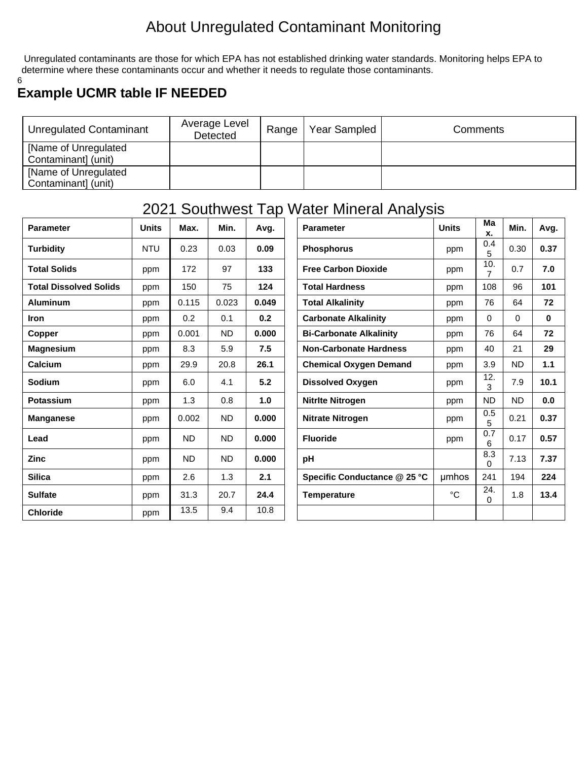# About Unregulated Contaminant Monitoring

Unregulated contaminants are those for which EPA has not established drinking water standards. Monitoring helps EPA to determine where these contaminants occur and whether it needs to regulate those contaminants.

6

## Example UCMR table IF NEEDED

| Unregulated Contaminant | Average Level Detected | Range | Year Sampled | Comments |
|---|---|---|---|---|
| [Name of Unregulated Contaminant] (unit) | | | | |
| [Name of Unregulated Contaminant] (unit) | | | | |

## 2021 Southwest Tap Water Mineral Analysis

| Parameter | Units | Max. | Min. | Avg. | Parameter | Units | Max. | Min. | Avg. |
|---|---|---|---|---|---|---|---|---|---|
| **Turbidity** | NTU | 0.23 | 0.03 | **0.09** | **Phosphorus** | ppm | 0.45 | 0.30 | **0.37** |
| **Total Solids** | ppm | 172 | 97 | **133** | **Free Carbon Dioxide** | ppm | 10.7 | 0.7 | **7.0** |
| **Total Dissolved Solids** | ppm | 150 | 75 | **124** | **Total Hardness** | ppm | 108 | 96 | **101** |
| **Aluminum** | ppm | 0.115 | 0.023 | **0.049** | **Total Alkalinity** | ppm | 76 | 64 | **72** |
| **Iron** | ppm | 0.2 | 0.1 | **0.2** | **Carbonate Alkalinity** | ppm | 0 | 0 | **0** |
| **Copper** | ppm | 0.001 | ND | **0.000** | **Bi-Carbonate Alkalinity** | ppm | 76 | 64 | **72** |
| **Magnesium** | ppm | 8.3 | 5.9 | **7.5** | **Non-Carbonate Hardness** | ppm | 40 | 21 | **29** |
| **Calcium** | ppm | 29.9 | 20.8 | **26.1** | **Chemical Oxygen Demand** | ppm | 3.9 | ND | **1.1** |
| **Sodium** | ppm | 6.0 | 4.1 | **5.2** | **Dissolved Oxygen** | ppm | 12.3 | 7.9 | **10.1** |
| **Potassium** | ppm | 1.3 | 0.8 | **1.0** | **Nitrlte Nitrogen** | ppm | ND | ND | **0.0** |
| **Manganese** | ppm | 0.002 | ND | **0.000** | **Nitrate Nitrogen** | ppm | 0.55 | 0.21 | **0.37** |
| **Lead** | ppm | ND | ND | **0.000** | **Fluoride** | ppm | 0.76 | 0.17 | **0.57** |
| **Zinc** | ppm | ND | ND | **0.000** | **pH** | | 8.30 | 7.13 | **7.37** |
| **Silica** | ppm | 2.6 | 1.3 | **2.1** | **Specific Conductance @ 25 °C** | µmhos | 241 | 194 | **224** |
| **Sulfate** | ppm | 31.3 | 20.7 | **24.4** | **Temperature** | °C | 24.0 | 1.8 | **13.4** |
| **Chloride** | ppm | 13.5 | 9.4 | 10.8 | | | | | |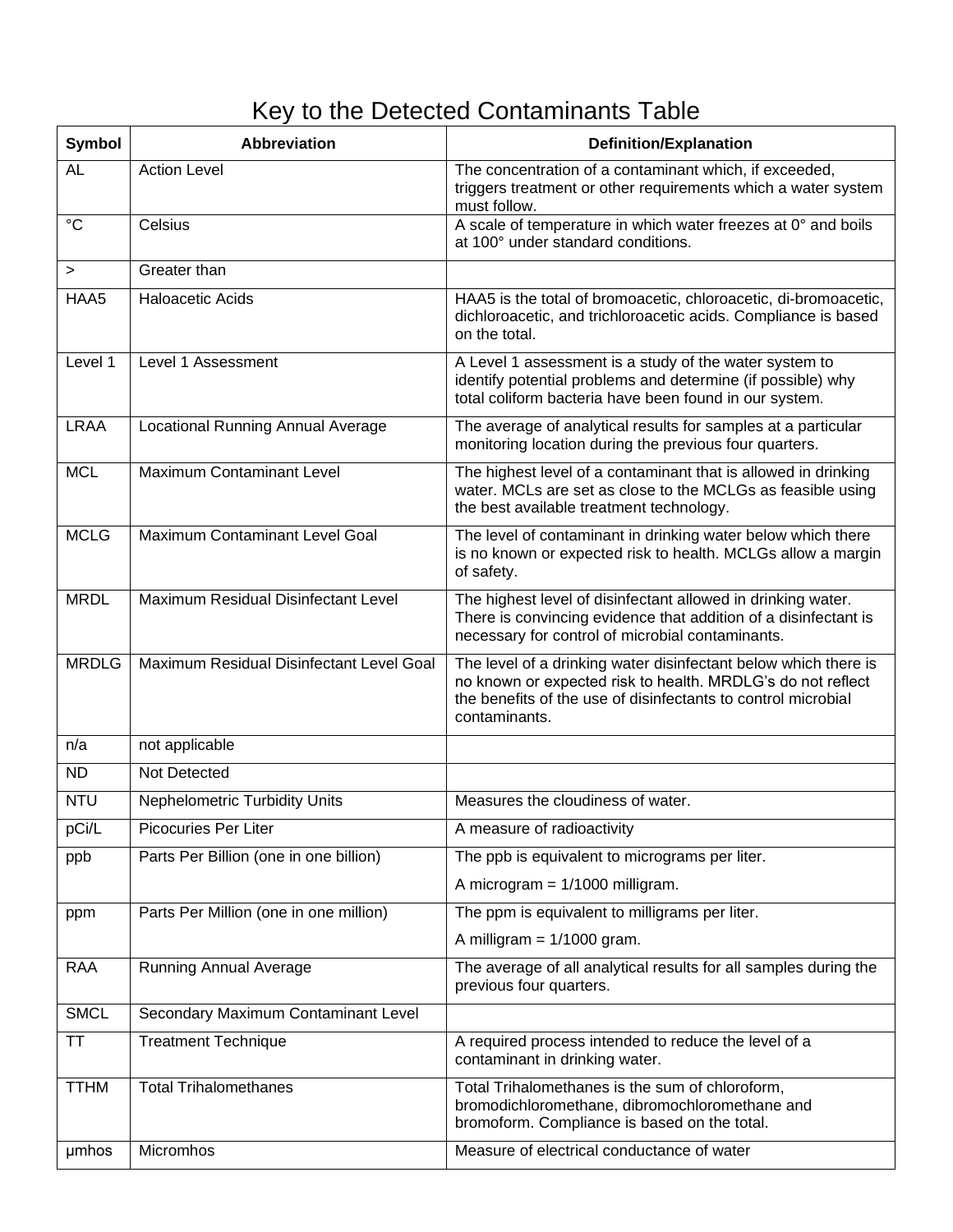# Key to the Detected Contaminants Table

| Symbol | Abbreviation | Definition/Explanation |
|---|---|---|
| AL | Action Level | The concentration of a contaminant which, if exceeded, triggers treatment or other requirements which a water system must follow. |
| °C | Celsius | A scale of temperature in which water freezes at 0° and boils at 100° under standard conditions. |
| > | Greater than | |
| HAA5 | Haloacetic Acids | HAA5 is the total of bromoacetic, chloroacetic, di-bromoacetic, dichloroacetic, and trichloroacetic acids. Compliance is based on the total. |
| Level 1 | Level 1 Assessment | A Level 1 assessment is a study of the water system to identify potential problems and determine (if possible) why total coliform bacteria have been found in our system. |
| LRAA | Locational Running Annual Average | The average of analytical results for samples at a particular monitoring location during the previous four quarters. |
| MCL | Maximum Contaminant Level | The highest level of a contaminant that is allowed in drinking water. MCLs are set as close to the MCLGs as feasible using the best available treatment technology. |
| MCLG | Maximum Contaminant Level Goal | The level of contaminant in drinking water below which there is no known or expected risk to health. MCLGs allow a margin of safety. |
| MRDL | Maximum Residual Disinfectant Level | The highest level of disinfectant allowed in drinking water. There is convincing evidence that addition of a disinfectant is necessary for control of microbial contaminants. |
| MRDLG | Maximum Residual Disinfectant Level Goal | The level of a drinking water disinfectant below which there is no known or expected risk to health. MRDLG's do not reflect the benefits of the use of disinfectants to control microbial contaminants. |
| n/a | not applicable | |
| ND | Not Detected | |
| NTU | Nephelometric Turbidity Units | Measures the cloudiness of water. |
| pCi/L | Picocuries Per Liter | A measure of radioactivity |
| ppb | Parts Per Billion (one in one billion) | The ppb is equivalent to micrograms per liter. A microgram = 1/1000 milligram. |
| ppm | Parts Per Million (one in one million) | The ppm is equivalent to milligrams per liter. A milligram = 1/1000 gram. |
| RAA | Running Annual Average | The average of all analytical results for all samples during the previous four quarters. |
| SMCL | Secondary Maximum Contaminant Level | |
| TT | Treatment Technique | A required process intended to reduce the level of a contaminant in drinking water. |
| TTHM | Total Trihalomethanes | Total Trihalomethanes is the sum of chloroform, bromodichloromethane, dibromochloromethane and bromoform. Compliance is based on the total. |
| µmhos | Micromhos | Measure of electrical conductance of water |